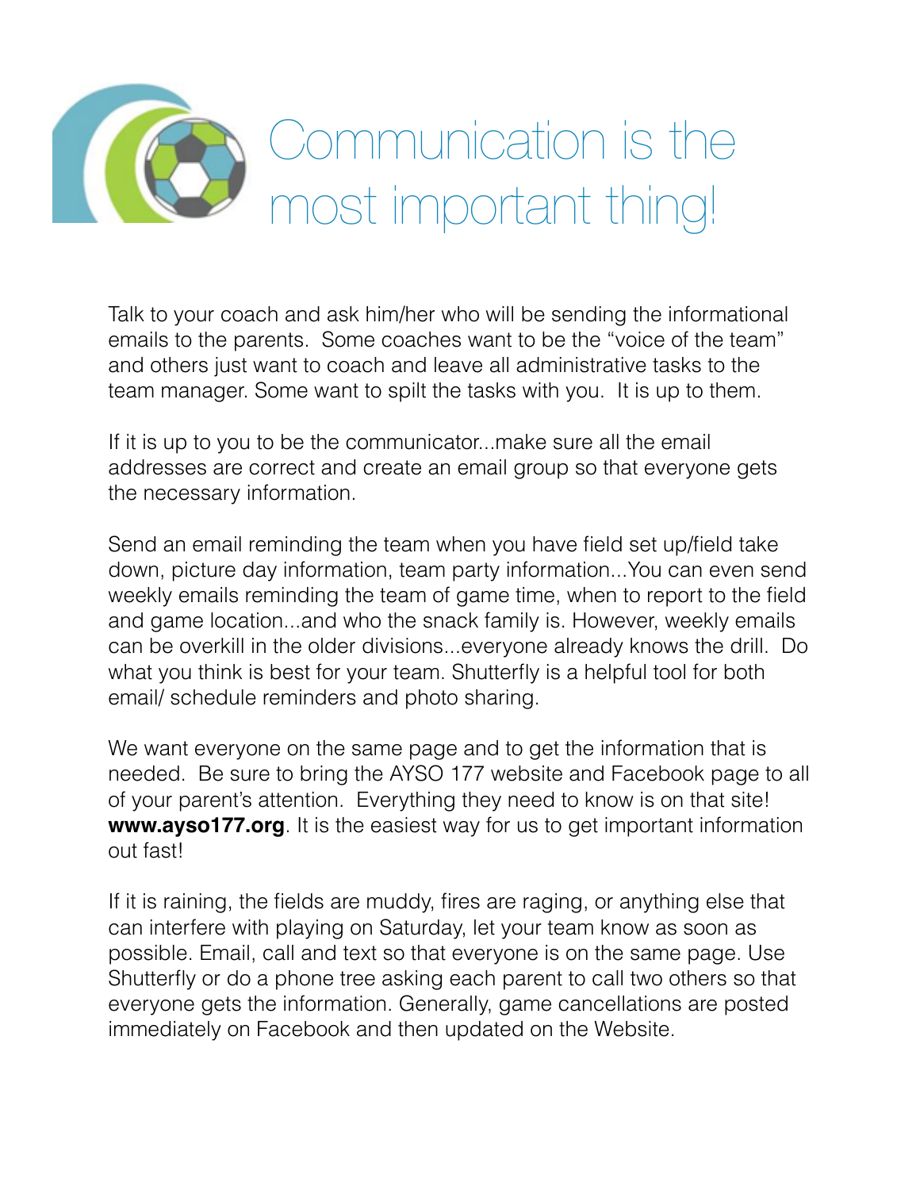# Communication is the most important thing!

Talk to your coach and ask him/her who will be sending the informational emails to the parents. Some coaches want to be the "voice of the team" and others just want to coach and leave all administrative tasks to the team manager. Some want to spilt the tasks with you. It is up to them.

If it is up to you to be the communicator...make sure all the email addresses are correct and create an email group so that everyone gets the necessary information.

Send an email reminding the team when you have field set up/field take down, picture day information, team party information...You can even send weekly emails reminding the team of game time, when to report to the field and game location...and who the snack family is. However, weekly emails can be overkill in the older divisions...everyone already knows the drill. Do what you think is best for your team. Shutterfly is a helpful tool for both email/ schedule reminders and photo sharing.

We want everyone on the same page and to get the information that is needed. Be sure to bring the AYSO 177 website and Facebook page to all of your parent's attention. Everything they need to know is on that site! **www.ayso177.org**. It is the easiest way for us to get important information out fast!

If it is raining, the fields are muddy, fires are raging, or anything else that can interfere with playing on Saturday, let your team know as soon as possible. Email, call and text so that everyone is on the same page. Use Shutterfly or do a phone tree asking each parent to call two others so that everyone gets the information. Generally, game cancellations are posted immediately on Facebook and then updated on the Website.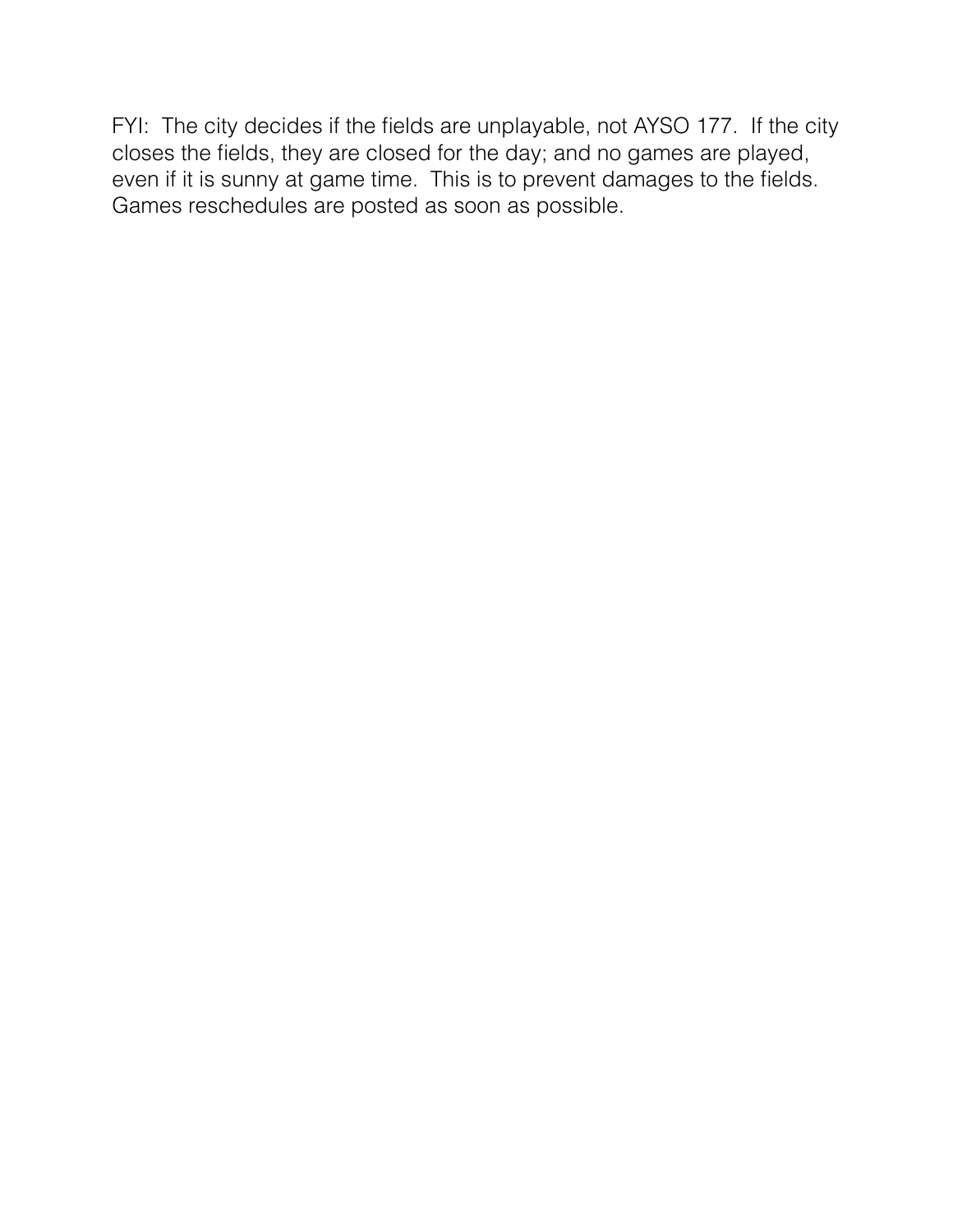FYI: The city decides if the fields are unplayable, not AYSO 177. If the city closes the fields, they are closed for the day; and no games are played, even if it is sunny at game time. This is to prevent damages to the fields. Games reschedules are posted as soon as possible.